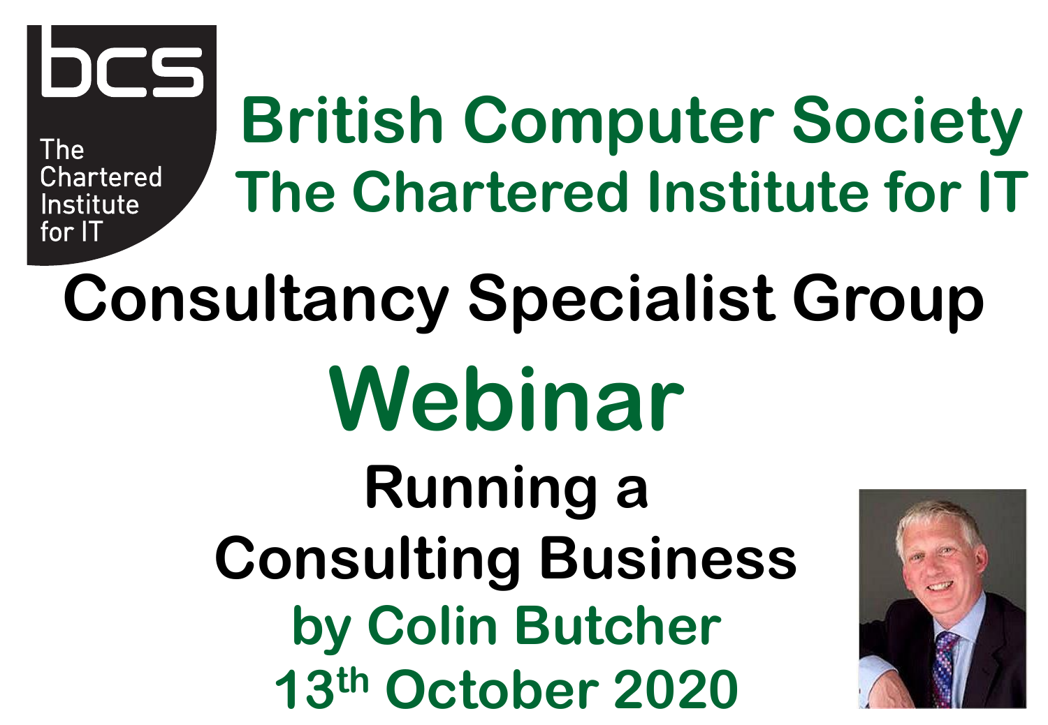bcs

The Chartered Institute for IT

# British Computer Society
# The Chartered Institute for IT

# Consultancy Specialist Group

# Webinar

## Running a Consulting Business

### by Colin Butcher

### 13th October 2020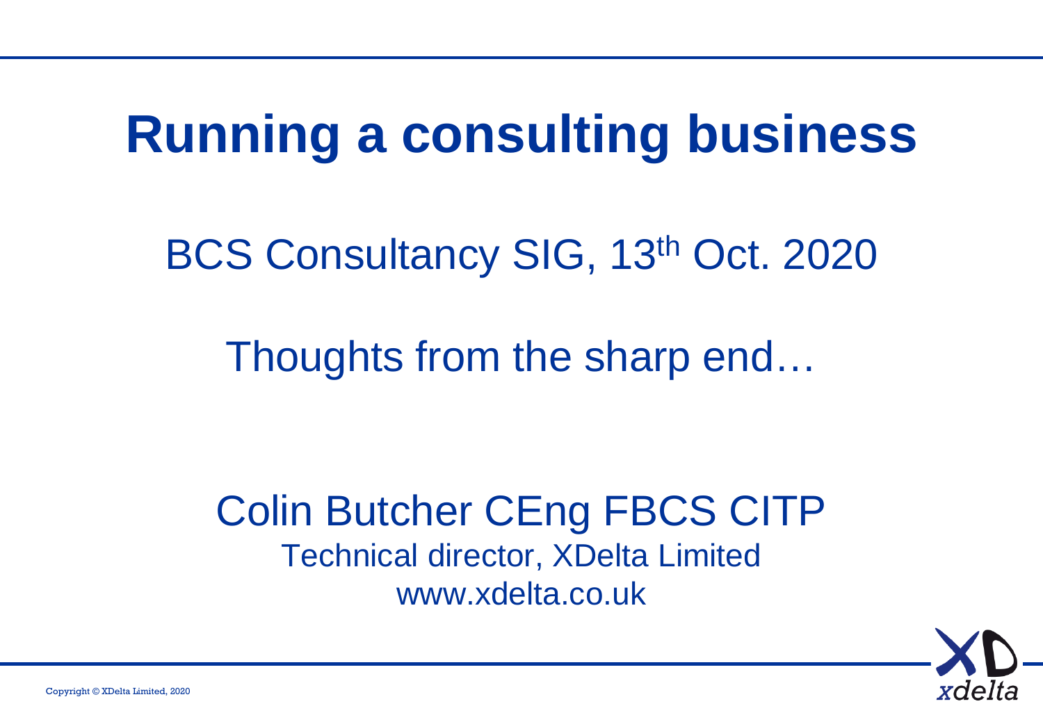# Running a consulting business

BCS Consultancy SIG, 13th Oct. 2020

Thoughts from the sharp end…

Colin Butcher CEng FBCS CITP

Technical director, XDelta Limited

www.xdelta.co.uk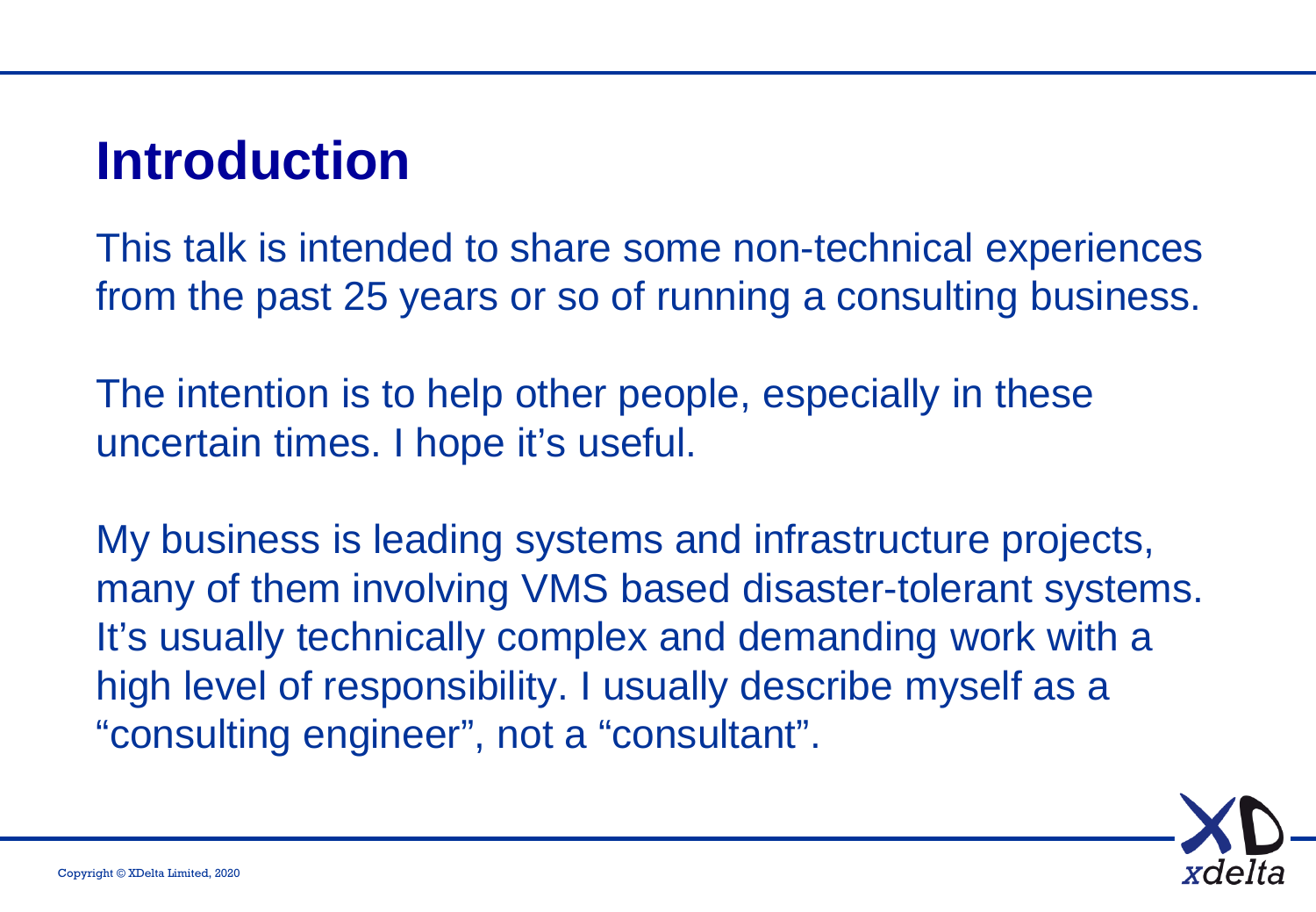# Introduction

This talk is intended to share some non-technical experiences from the past 25 years or so of running a consulting business.

The intention is to help other people, especially in these uncertain times. I hope it's useful.

My business is leading systems and infrastructure projects, many of them involving VMS based disaster-tolerant systems. It's usually technically complex and demanding work with a high level of responsibility. I usually describe myself as a "consulting engineer", not a "consultant".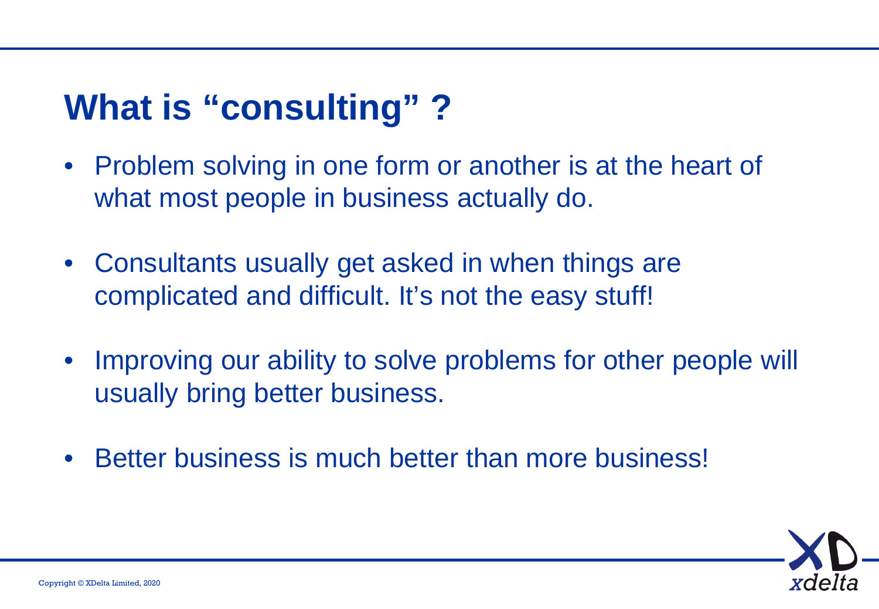# What is "consulting" ?

- Problem solving in one form or another is at the heart of what most people in business actually do.
- Consultants usually get asked in when things are complicated and difficult. It's not the easy stuff!
- Improving our ability to solve problems for other people will usually bring better business.
- Better business is much better than more business!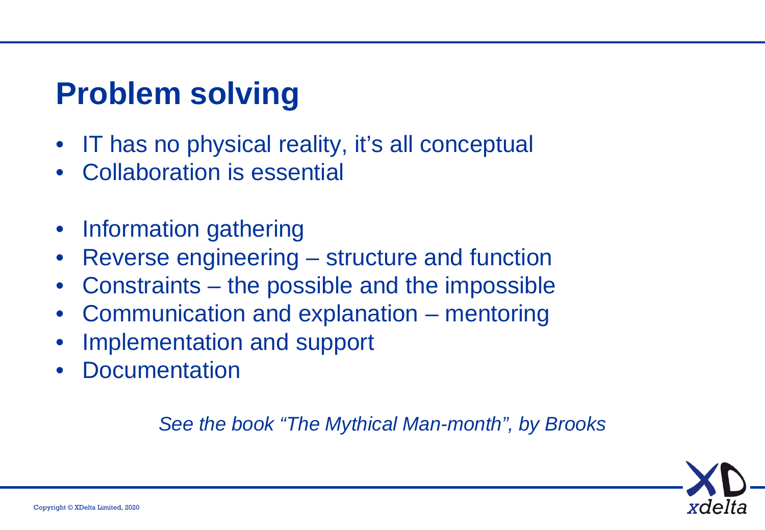# Problem solving

- IT has no physical reality, it's all conceptual
- Collaboration is essential

- Information gathering
- Reverse engineering – structure and function
- Constraints – the possible and the impossible
- Communication and explanation – mentoring
- Implementation and support
- Documentation

*See the book "The Mythical Man-month", by Brooks*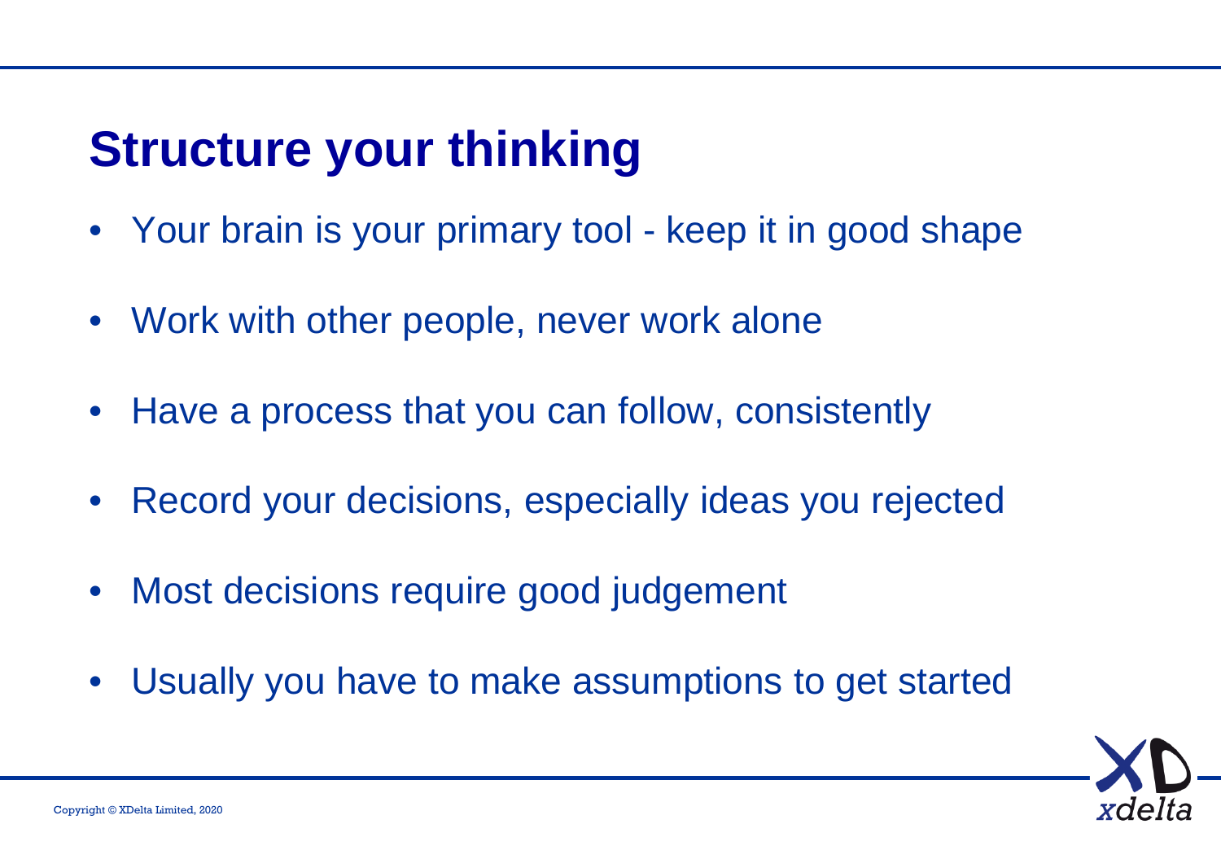# Structure your thinking

- Your brain is your primary tool - keep it in good shape
- Work with other people, never work alone
- Have a process that you can follow, consistently
- Record your decisions, especially ideas you rejected
- Most decisions require good judgement
- Usually you have to make assumptions to get started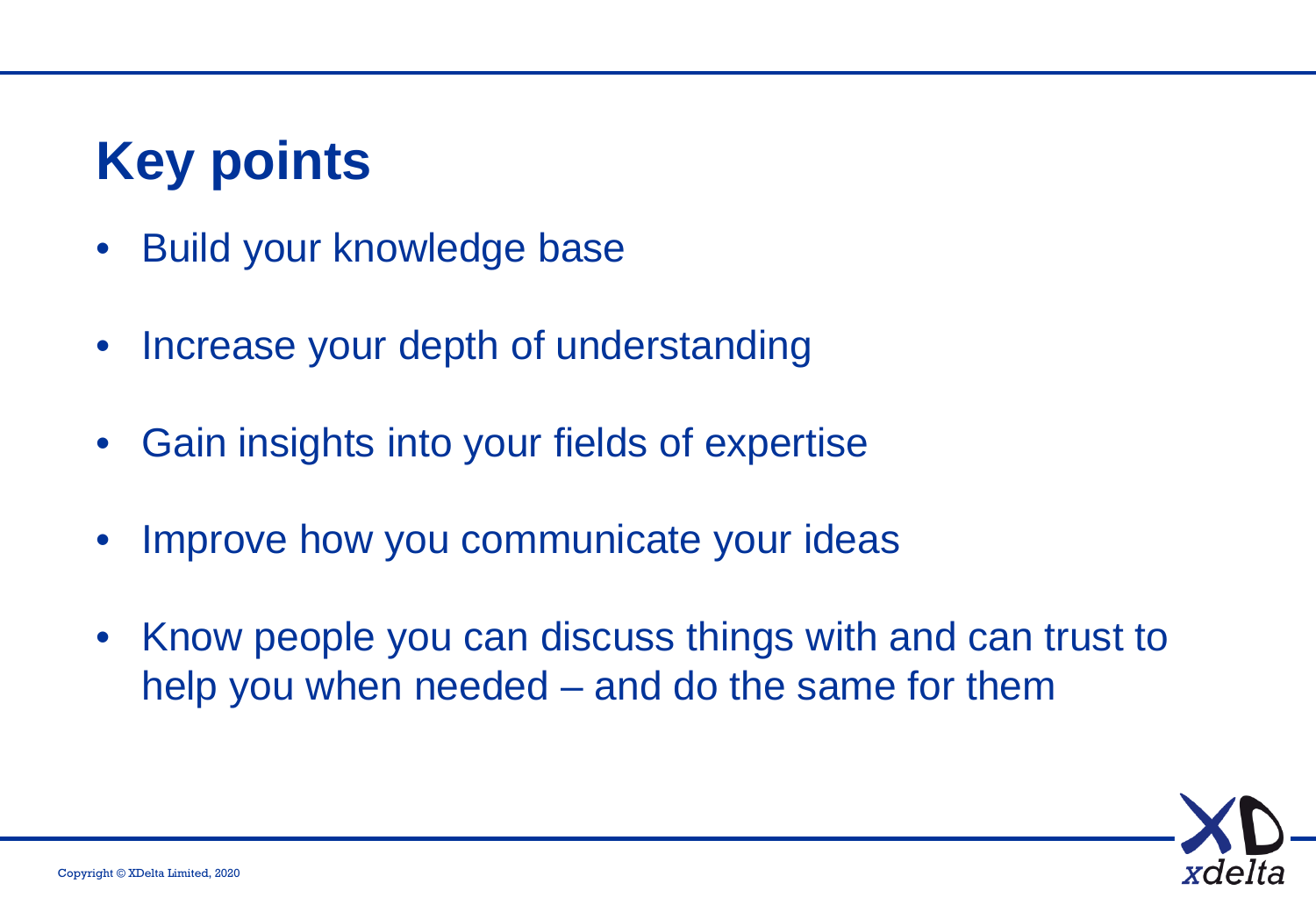# Key points

- Build your knowledge base
- Increase your depth of understanding
- Gain insights into your fields of expertise
- Improve how you communicate your ideas
- Know people you can discuss things with and can trust to help you when needed – and do the same for them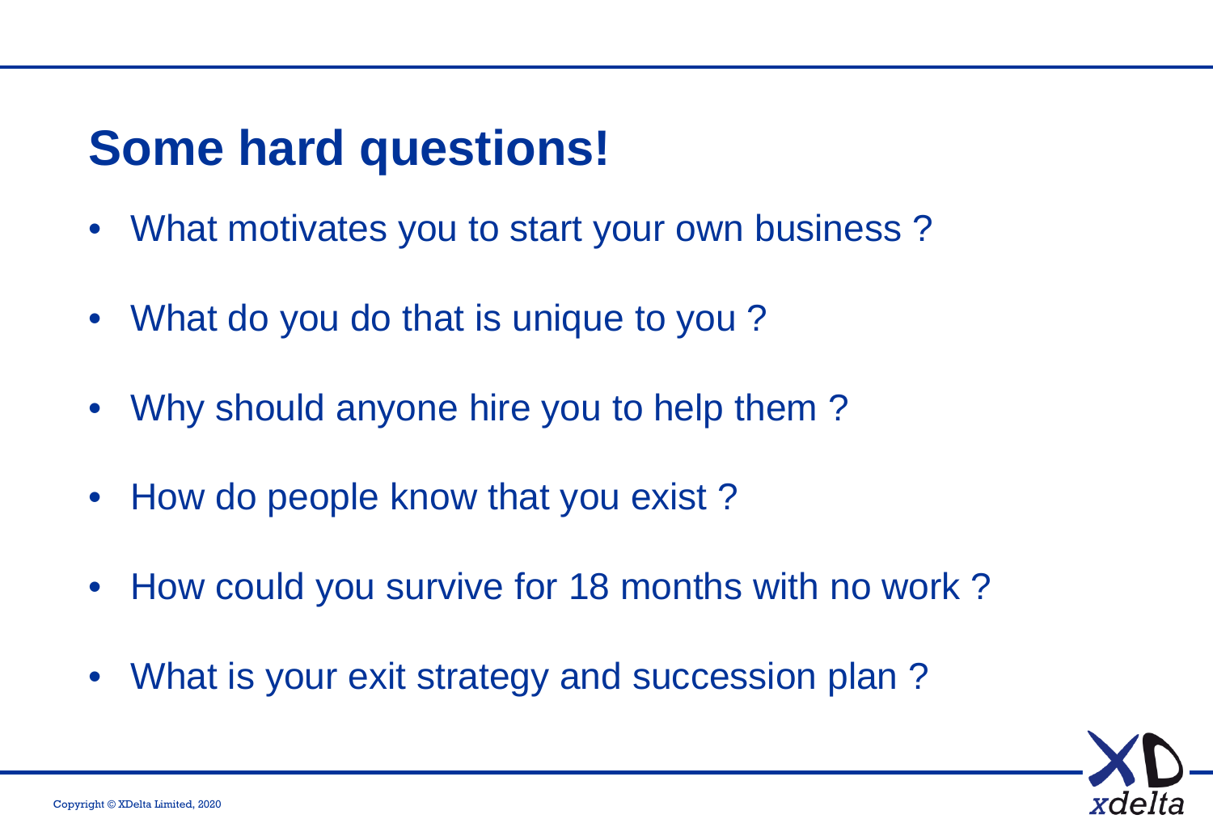# Some hard questions!

- What motivates you to start your own business ?
- What do you do that is unique to you ?
- Why should anyone hire you to help them ?
- How do people know that you exist ?
- How could you survive for 18 months with no work ?
- What is your exit strategy and succession plan ?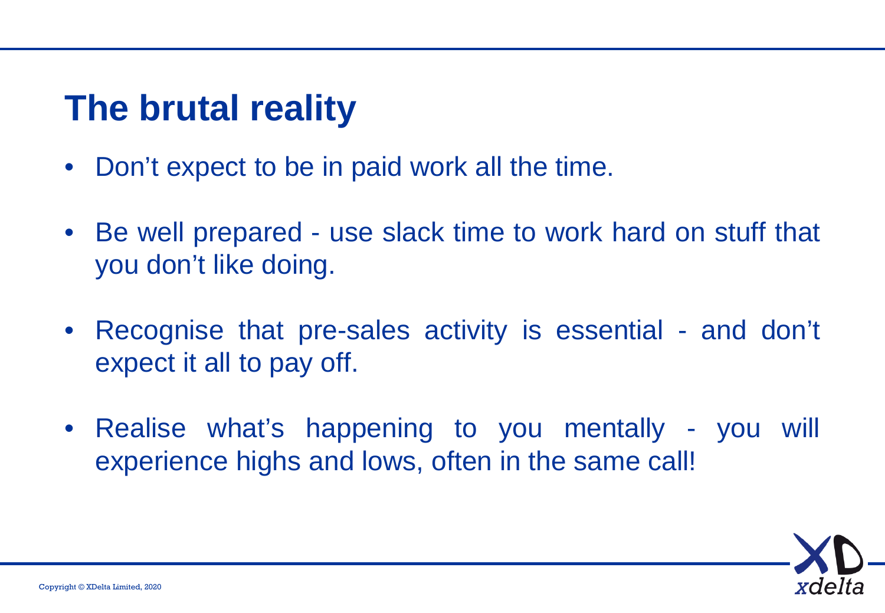# The brutal reality

- Don't expect to be in paid work all the time.
- Be well prepared - use slack time to work hard on stuff that you don't like doing.
- Recognise that pre-sales activity is essential - and don't expect it all to pay off.
- Realise what's happening to you mentally - you will experience highs and lows, often in the same call!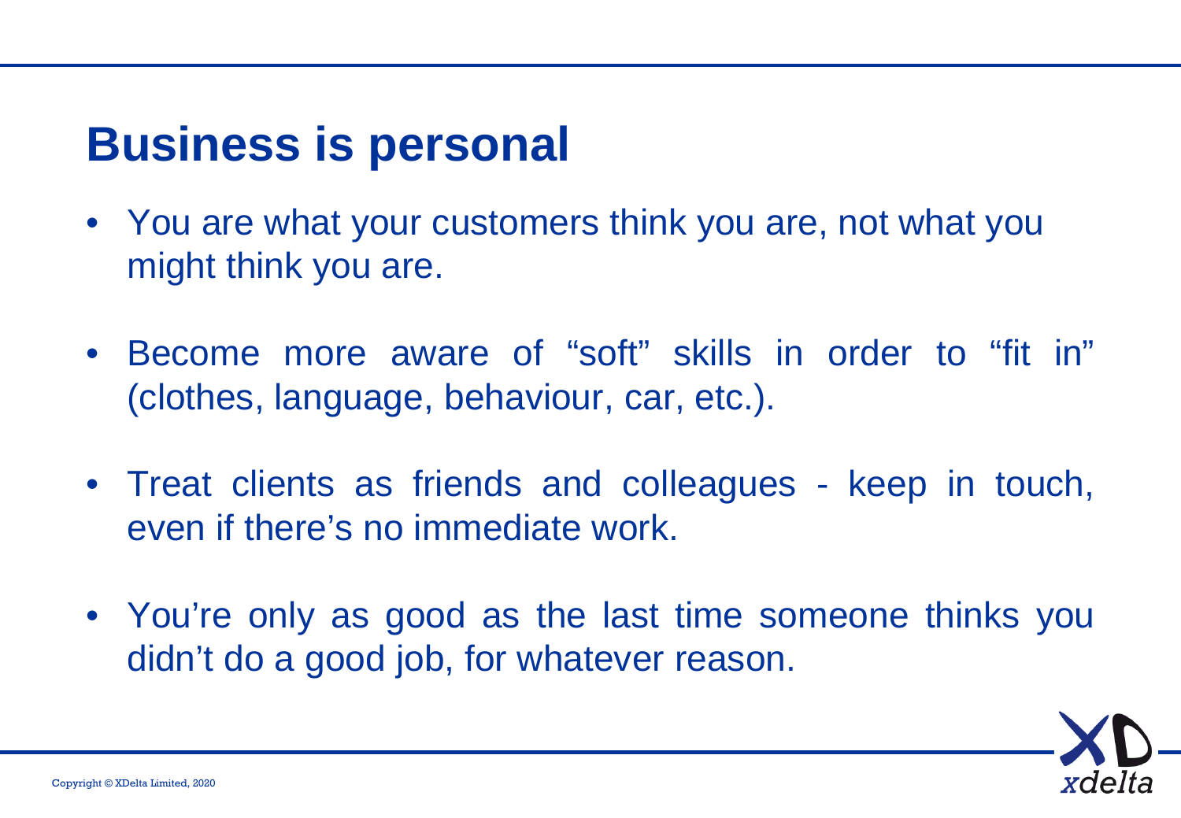# Business is personal

- You are what your customers think you are, not what you might think you are.
- Become more aware of "soft" skills in order to "fit in" (clothes, language, behaviour, car, etc.).
- Treat clients as friends and colleagues - keep in touch, even if there's no immediate work.
- You're only as good as the last time someone thinks you didn't do a good job, for whatever reason.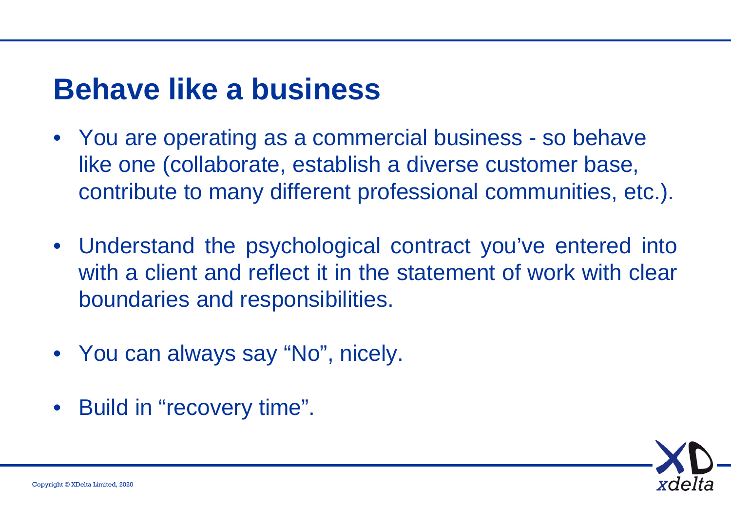## Behave like a business

- You are operating as a commercial business - so behave like one (collaborate, establish a diverse customer base, contribute to many different professional communities, etc.).
- Understand the psychological contract you've entered into with a client and reflect it in the statement of work with clear boundaries and responsibilities.
- You can always say "No", nicely.
- Build in "recovery time".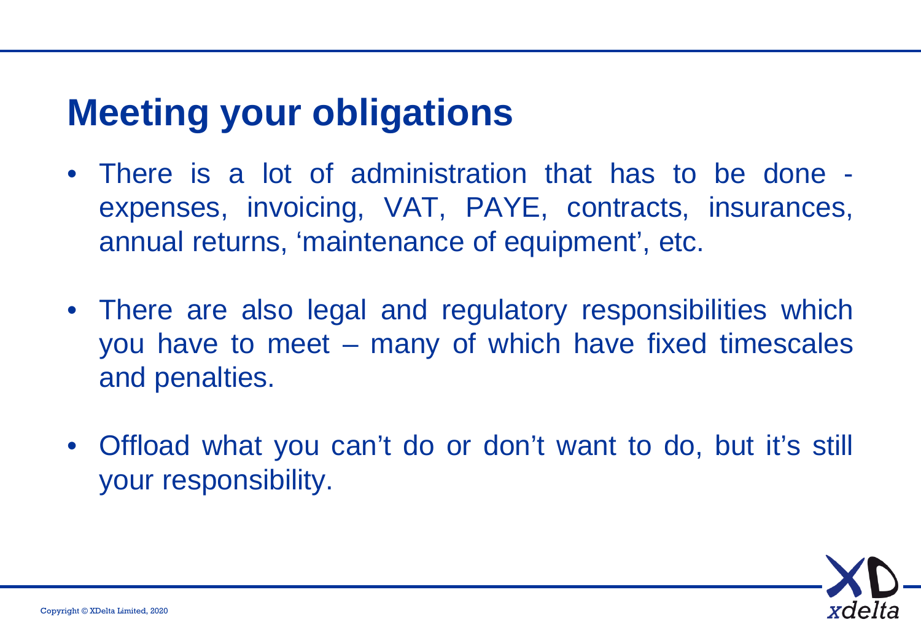## Meeting your obligations

- There is a lot of administration that has to be done - expenses, invoicing, VAT, PAYE, contracts, insurances, annual returns, 'maintenance of equipment', etc.
- There are also legal and regulatory responsibilities which you have to meet – many of which have fixed timescales and penalties.
- Offload what you can't do or don't want to do, but it's still your responsibility.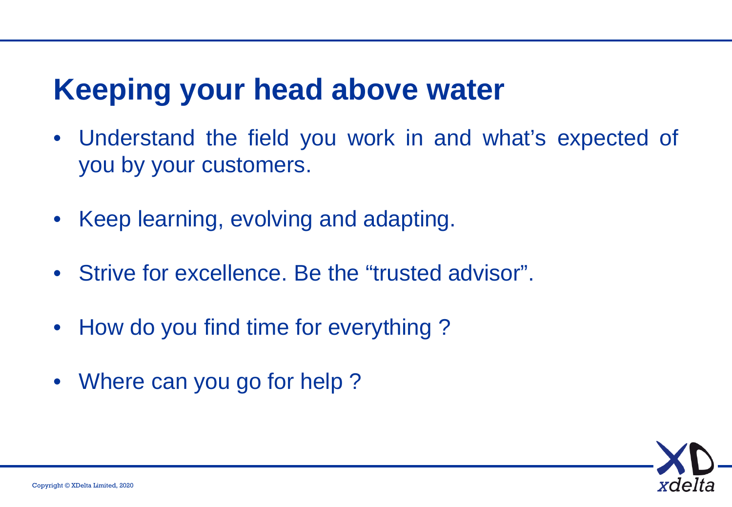# Keeping your head above water

- Understand the field you work in and what's expected of you by your customers.
- Keep learning, evolving and adapting.
- Strive for excellence. Be the "trusted advisor".
- How do you find time for everything ?
- Where can you go for help ?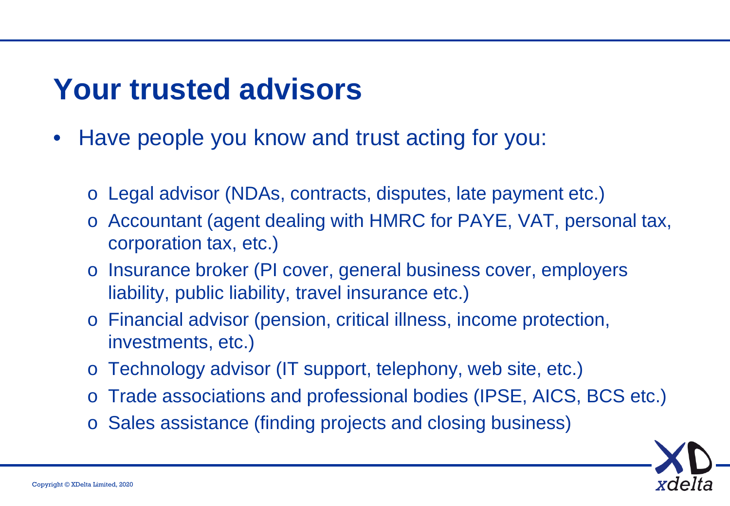# Your trusted advisors

- Have people you know and trust acting for you:
  - Legal advisor (NDAs, contracts, disputes, late payment etc.)
  - Accountant (agent dealing with HMRC for PAYE, VAT, personal tax, corporation tax, etc.)
  - Insurance broker (PI cover, general business cover, employers liability, public liability, travel insurance etc.)
  - Financial advisor (pension, critical illness, income protection, investments, etc.)
  - Technology advisor (IT support, telephony, web site, etc.)
  - Trade associations and professional bodies (IPSE, AICS, BCS etc.)
  - Sales assistance (finding projects and closing business)

Copyright © XDelta Limited, 2020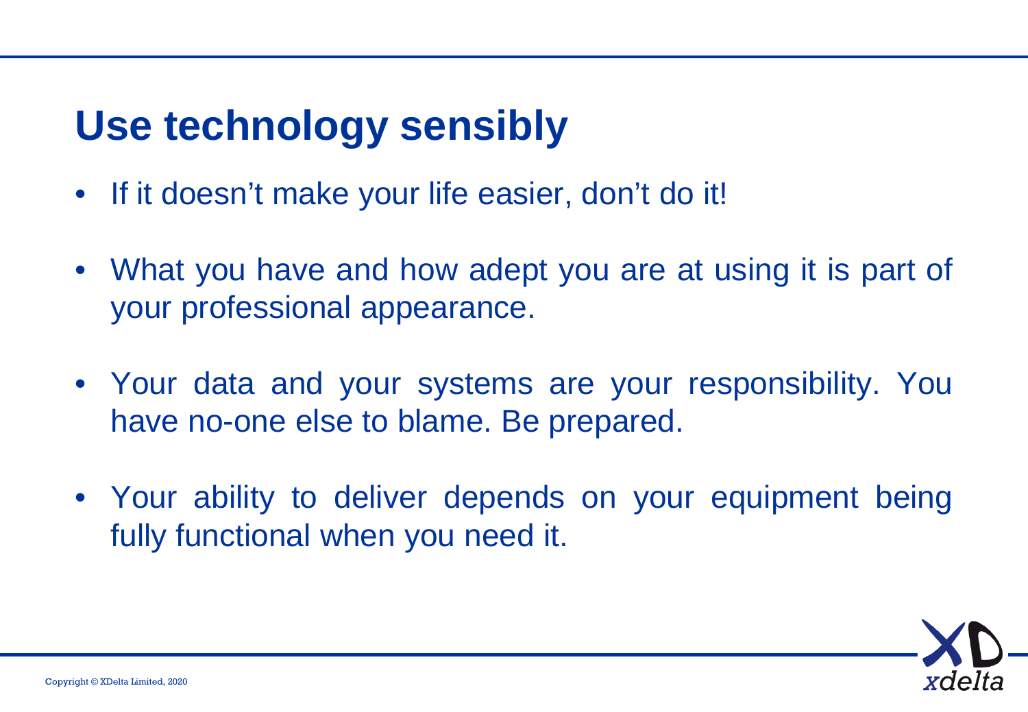# Use technology sensibly

- If it doesn't make your life easier, don't do it!
- What you have and how adept you are at using it is part of your professional appearance.
- Your data and your systems are your responsibility. You have no-one else to blame. Be prepared.
- Your ability to deliver depends on your equipment being fully functional when you need it.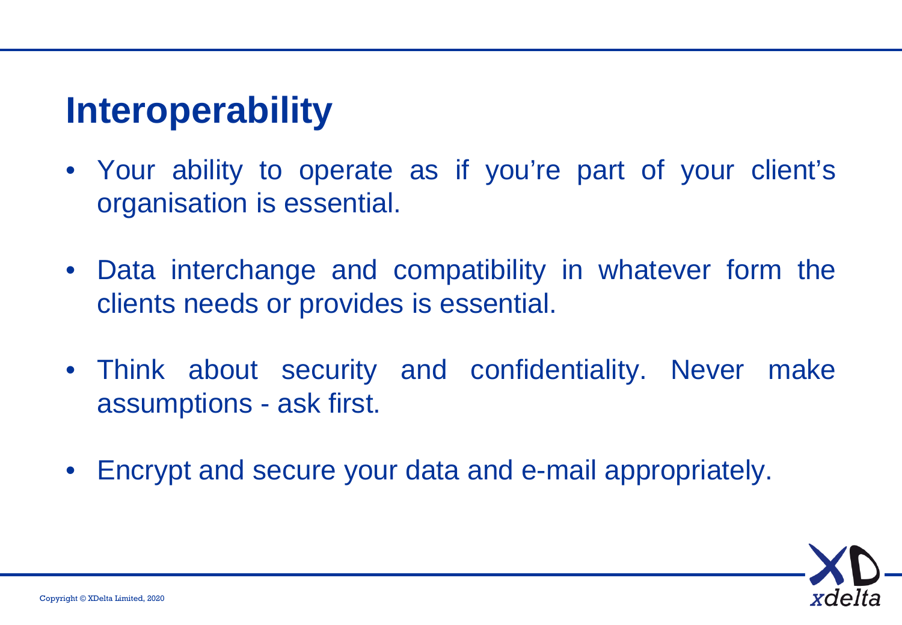# Interoperability

- Your ability to operate as if you're part of your client's organisation is essential.
- Data interchange and compatibility in whatever form the clients needs or provides is essential.
- Think about security and confidentiality. Never make assumptions - ask first.
- Encrypt and secure your data and e-mail appropriately.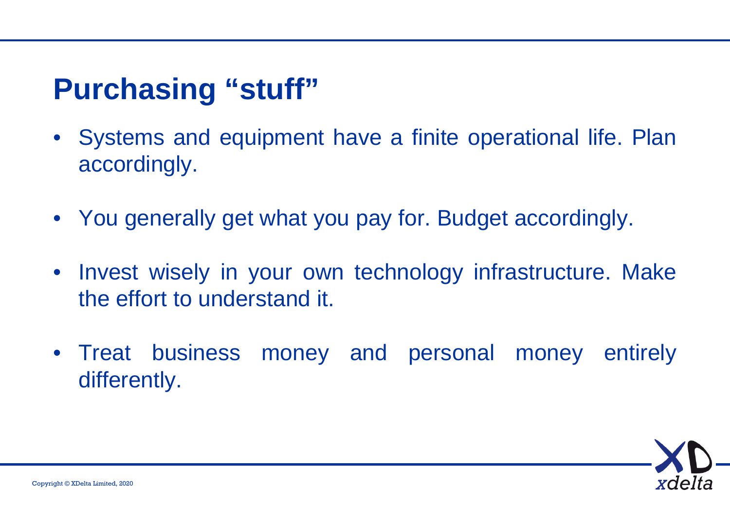# Purchasing "stuff"

- Systems and equipment have a finite operational life. Plan accordingly.
- You generally get what you pay for. Budget accordingly.
- Invest wisely in your own technology infrastructure. Make the effort to understand it.
- Treat business money and personal money entirely differently.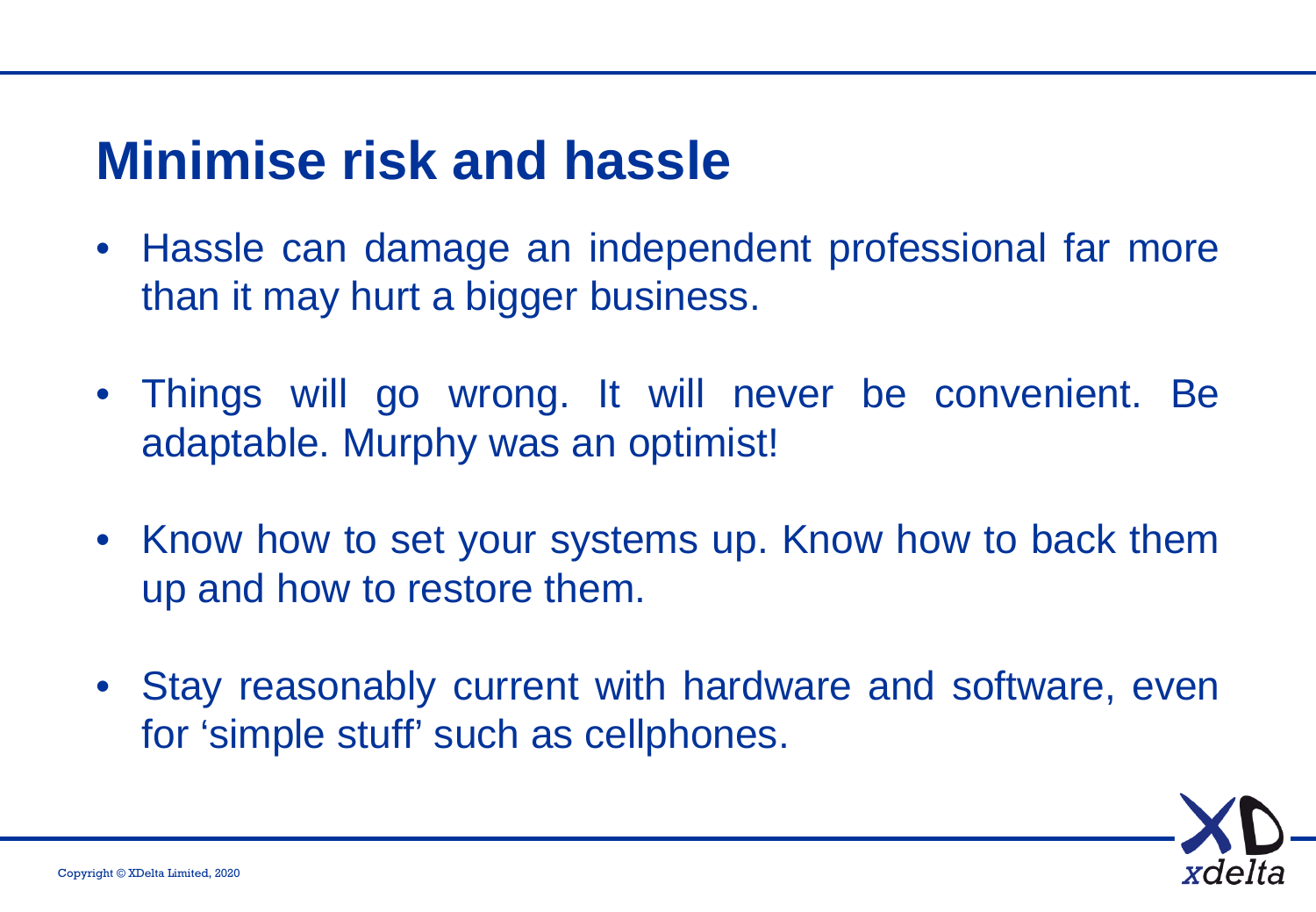# Minimise risk and hassle

- Hassle can damage an independent professional far more than it may hurt a bigger business.
- Things will go wrong. It will never be convenient. Be adaptable. Murphy was an optimist!
- Know how to set your systems up. Know how to back them up and how to restore them.
- Stay reasonably current with hardware and software, even for 'simple stuff' such as cellphones.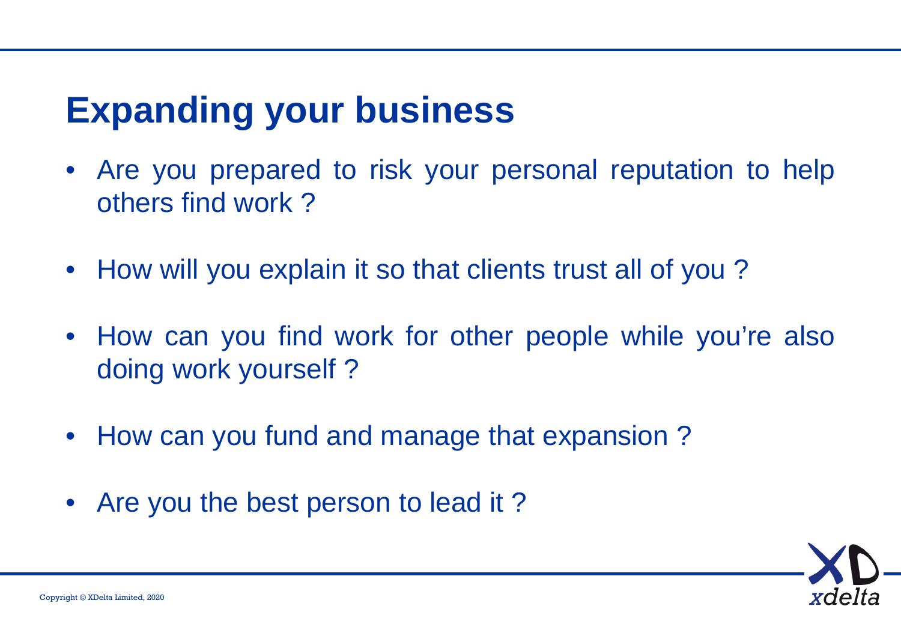# Expanding your business

- Are you prepared to risk your personal reputation to help others find work ?
- How will you explain it so that clients trust all of you ?
- How can you find work for other people while you're also doing work yourself ?
- How can you fund and manage that expansion ?
- Are you the best person to lead it ?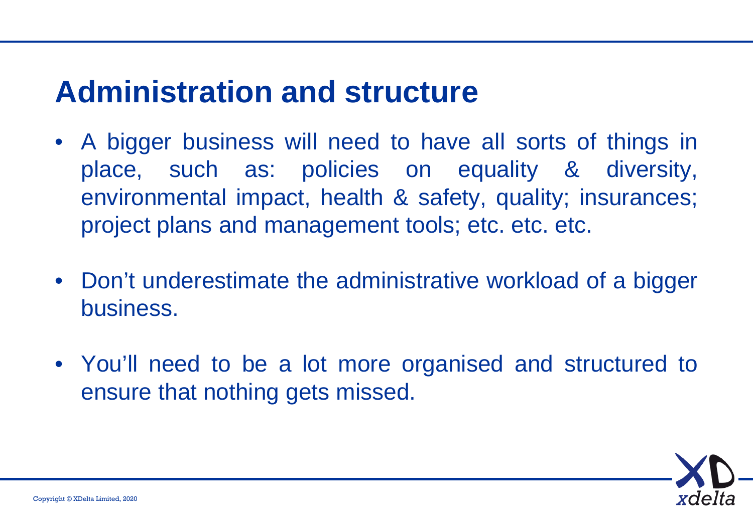# Administration and structure

- A bigger business will need to have all sorts of things in place, such as: policies on equality & diversity, environmental impact, health & safety, quality; insurances; project plans and management tools; etc. etc. etc.

- Don't underestimate the administrative workload of a bigger business.

- You'll need to be a lot more organised and structured to ensure that nothing gets missed.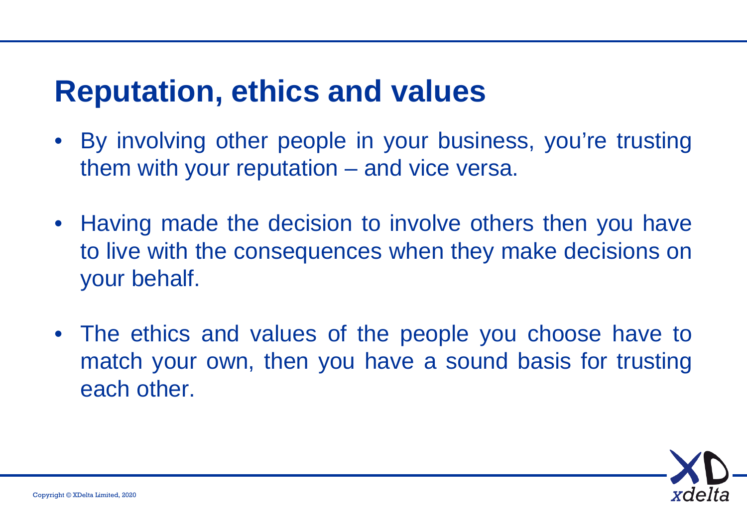# Reputation, ethics and values

- By involving other people in your business, you're trusting them with your reputation – and vice versa.
- Having made the decision to involve others then you have to live with the consequences when they make decisions on your behalf.
- The ethics and values of the people you choose have to match your own, then you have a sound basis for trusting each other.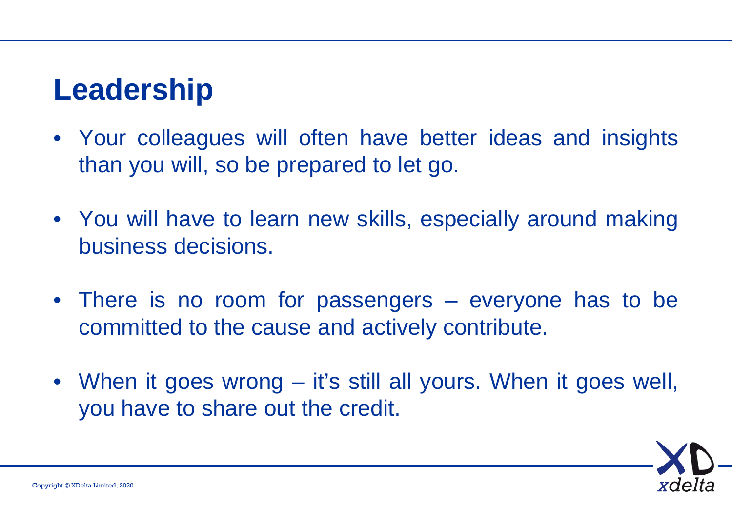# Leadership

- Your colleagues will often have better ideas and insights than you will, so be prepared to let go.
- You will have to learn new skills, especially around making business decisions.
- There is no room for passengers – everyone has to be committed to the cause and actively contribute.
- When it goes wrong – it's still all yours. When it goes well, you have to share out the credit.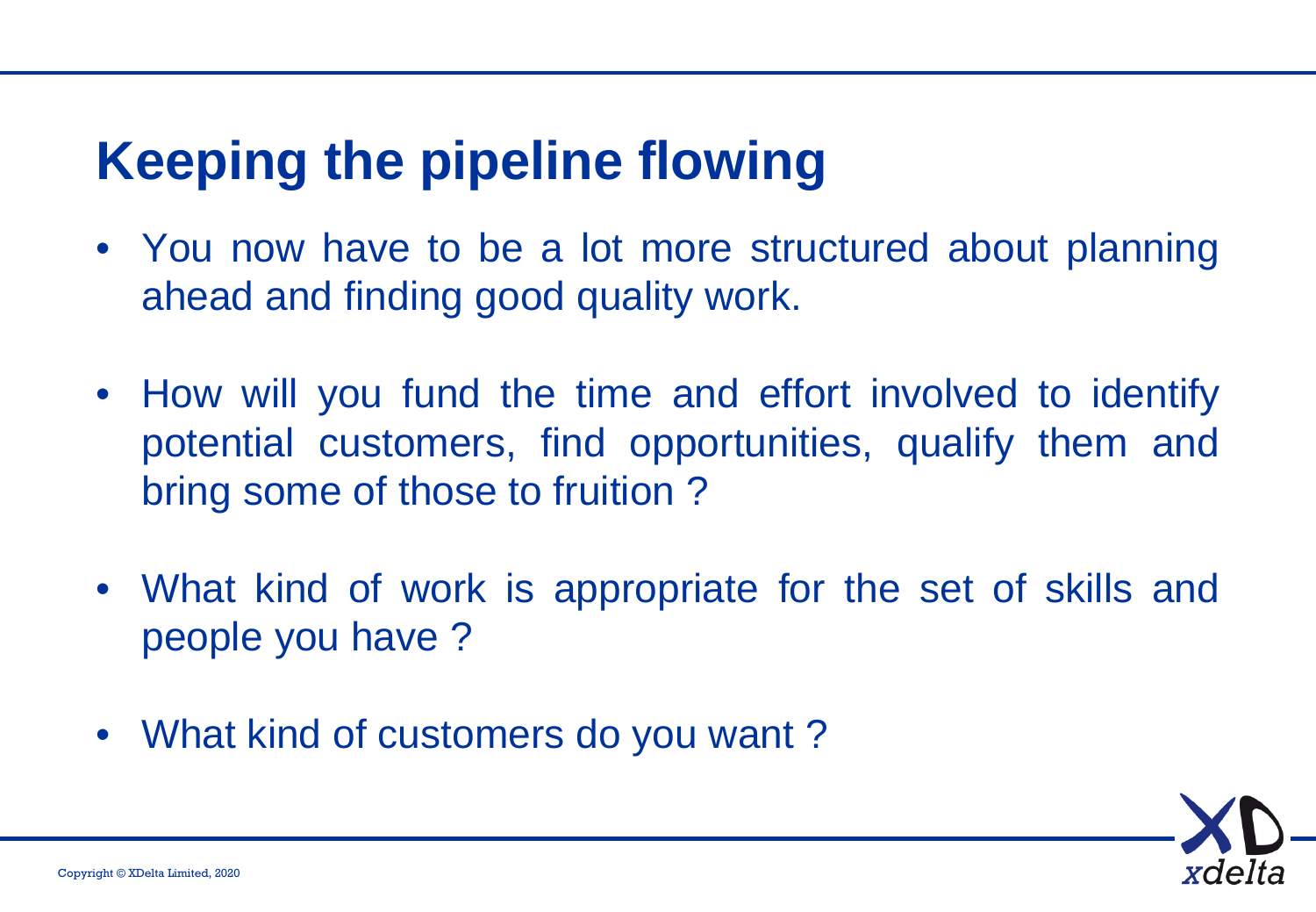# Keeping the pipeline flowing

- You now have to be a lot more structured about planning ahead and finding good quality work.
- How will you fund the time and effort involved to identify potential customers, find opportunities, qualify them and bring some of those to fruition ?
- What kind of work is appropriate for the set of skills and people you have ?
- What kind of customers do you want ?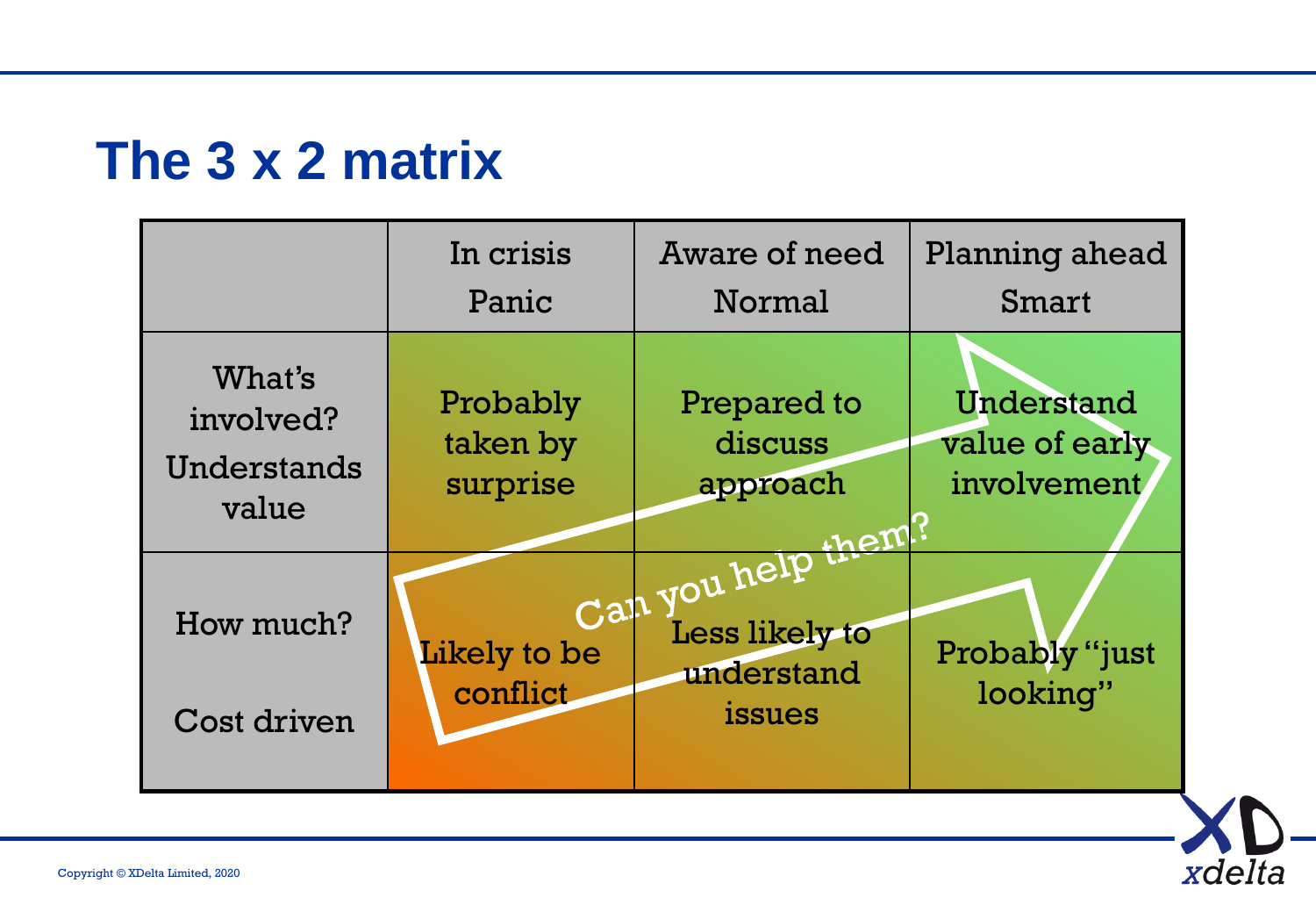# The 3 x 2 matrix

| | In crisis<br>Panic | Aware of need<br>Normal | Planning ahead<br>Smart |
|---|---|---|---|
| What's involved?<br>Understands value | Probably taken by surprise | Prepared to discuss approach | Understand value of early involvement |
| How much?<br>Cost driven | Likely to be conflict | Less likely to understand issues | Probably "just looking" |

Can you help them?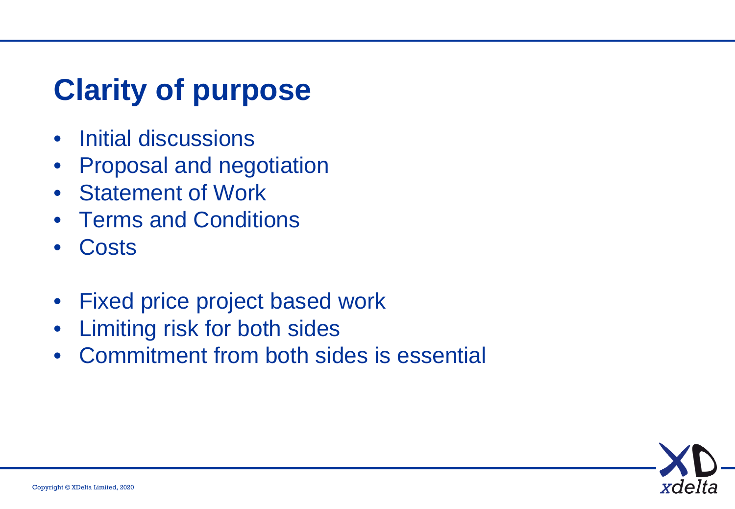# Clarity of purpose

- Initial discussions
- Proposal and negotiation
- Statement of Work
- Terms and Conditions
- Costs

- Fixed price project based work
- Limiting risk for both sides
- Commitment from both sides is essential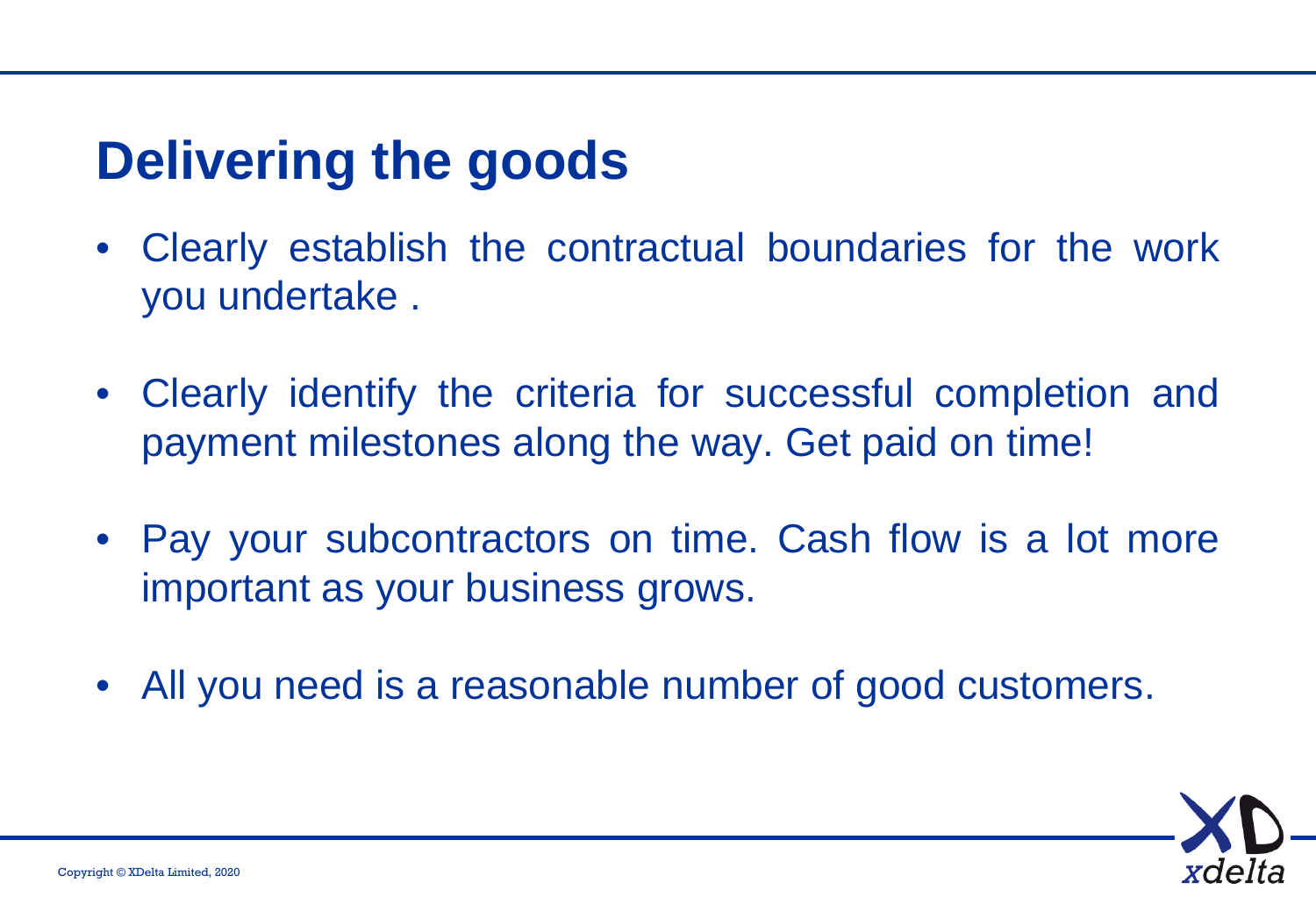# Delivering the goods

- Clearly establish the contractual boundaries for the work you undertake .
- Clearly identify the criteria for successful completion and payment milestones along the way. Get paid on time!
- Pay your subcontractors on time. Cash flow is a lot more important as your business grows.
- All you need is a reasonable number of good customers.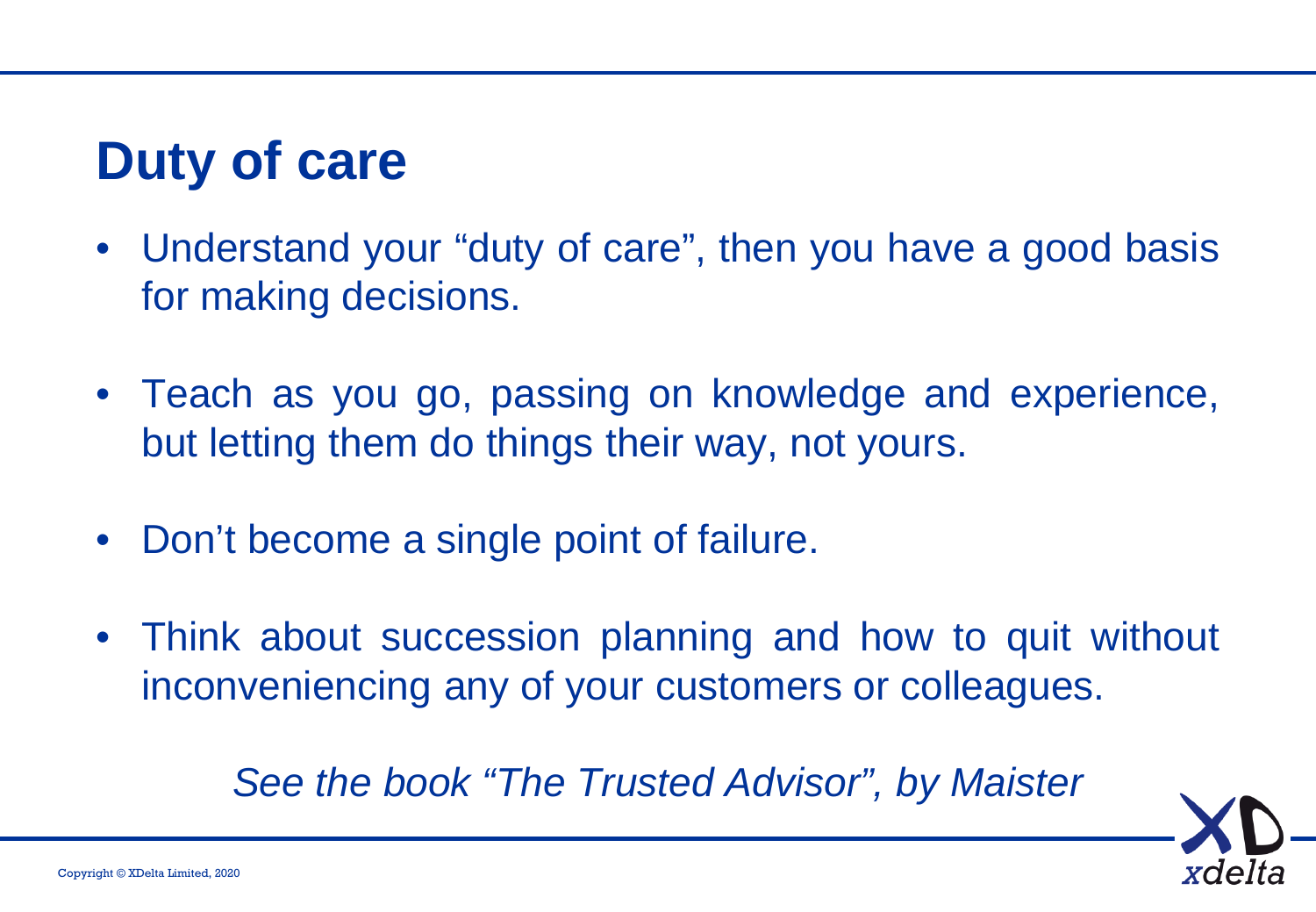# Duty of care

- Understand your "duty of care", then you have a good basis for making decisions.
- Teach as you go, passing on knowledge and experience, but letting them do things their way, not yours.
- Don't become a single point of failure.
- Think about succession planning and how to quit without inconveniencing any of your customers or colleagues.

*See the book "The Trusted Advisor", by Maister*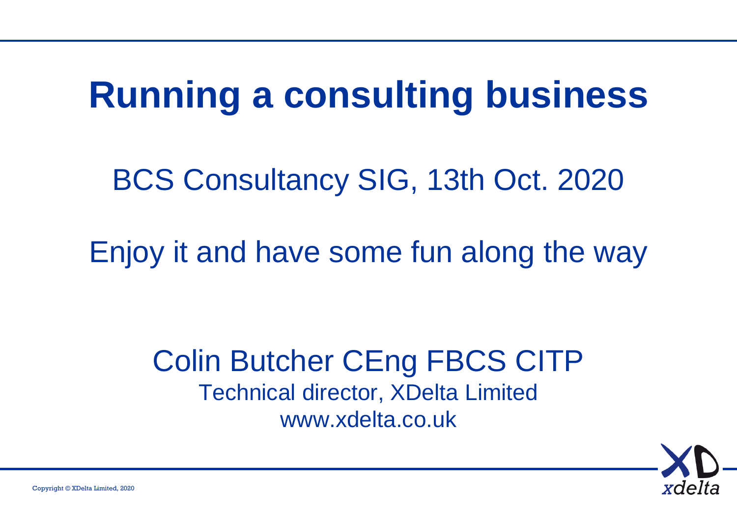# Running a consulting business

BCS Consultancy SIG, 13th Oct. 2020

Enjoy it and have some fun along the way

Colin Butcher CEng FBCS CITP

Technical director, XDelta Limited

www.xdelta.co.uk

Copyright © XDelta Limited, 2020